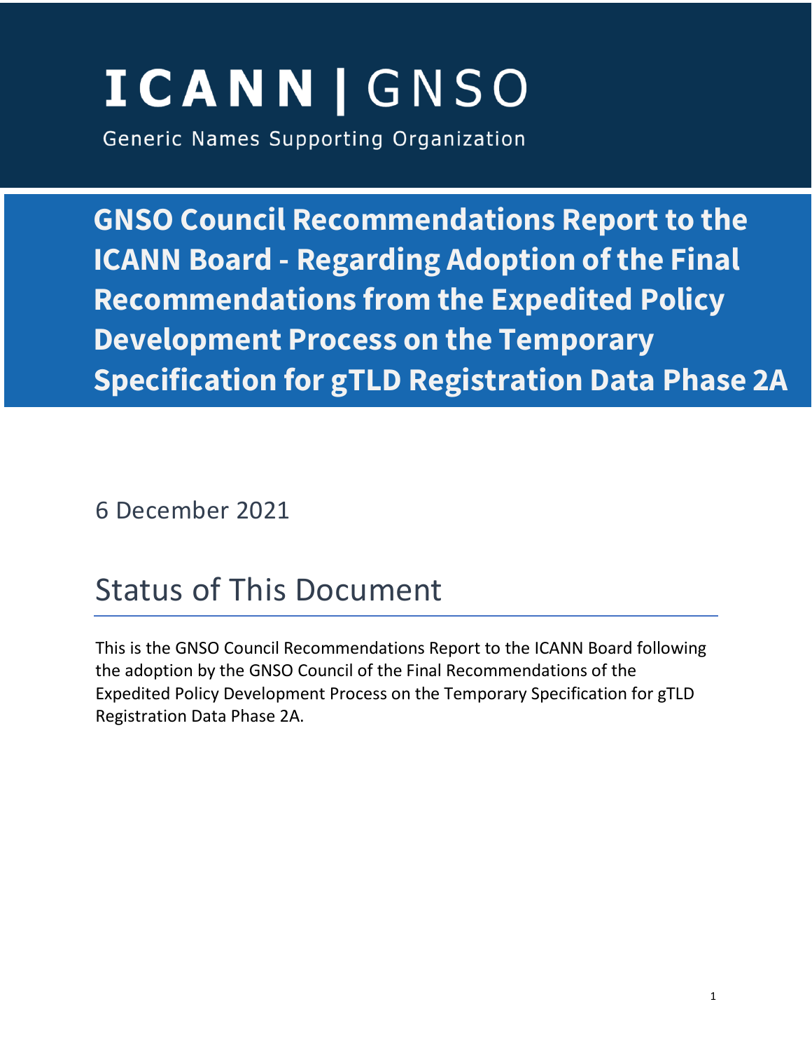# ICANN | GNSO

Generic Names Supporting Organization

# GNSO Council Recommendations Report to the ICANN Board - Regarding Adoption of the Final Recommendations from the Expedited Policy Development Process on the Temporary Specification for gTLD Registration Data Phase 2A

6 December 2021

## Status of This Document

This is the GNSO Council Recommendations Report to the ICANN Board following the adoption by the GNSO Council of the Final Recommendations of the Expedited Policy Development Process on the Temporary Specification for gTLD Registration Data Phase 2A.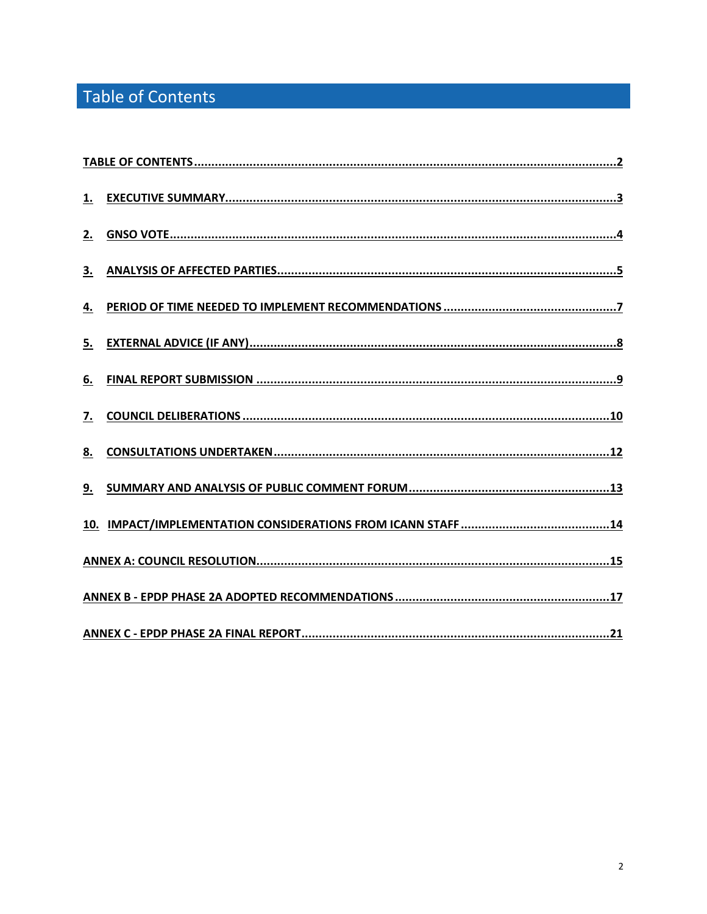# Table of Contents

TABLE OF CONTENTS....................................................................................................................2

1. EXECUTIVE SUMMARY....................................................................................................................3

2. GNSO VOTE....................................................................................................................4

3. ANALYSIS OF AFFECTED PARTIES....................................................................................................................5

4. PERIOD OF TIME NEEDED TO IMPLEMENT RECOMMENDATIONS....................................................................................................................7

5. EXTERNAL ADVICE (IF ANY)....................................................................................................................8

6. FINAL REPORT SUBMISSION....................................................................................................................9

7. COUNCIL DELIBERATIONS....................................................................................................................10

8. CONSULTATIONS UNDERTAKEN....................................................................................................................12

9. SUMMARY AND ANALYSIS OF PUBLIC COMMENT FORUM....................................................................................................................13

10. IMPACT/IMPLEMENTATION CONSIDERATIONS FROM ICANN STAFF....................................................................................................................14

ANNEX A: COUNCIL RESOLUTION....................................................................................................................15

ANNEX B - EPDP PHASE 2A ADOPTED RECOMMENDATIONS....................................................................................................................17

ANNEX C - EPDP PHASE 2A FINAL REPORT....................................................................................................................21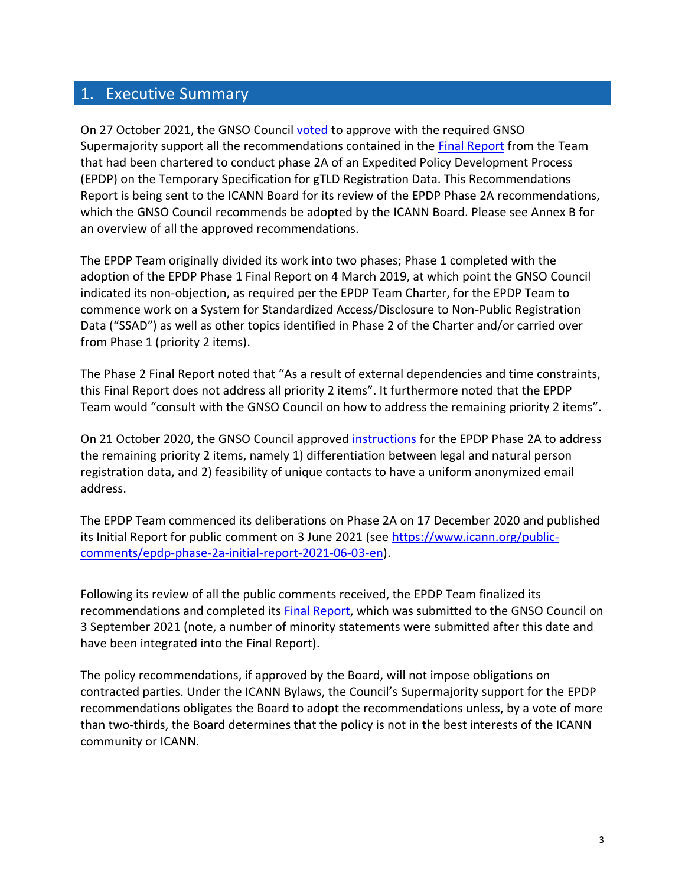# 1. Executive Summary

On 27 October 2021, the GNSO Council voted to approve with the required GNSO Supermajority support all the recommendations contained in the Final Report from the Team that had been chartered to conduct phase 2A of an Expedited Policy Development Process (EPDP) on the Temporary Specification for gTLD Registration Data. This Recommendations Report is being sent to the ICANN Board for its review of the EPDP Phase 2A recommendations, which the GNSO Council recommends be adopted by the ICANN Board. Please see Annex B for an overview of all the approved recommendations.

The EPDP Team originally divided its work into two phases; Phase 1 completed with the adoption of the EPDP Phase 1 Final Report on 4 March 2019, at which point the GNSO Council indicated its non-objection, as required per the EPDP Team Charter, for the EPDP Team to commence work on a System for Standardized Access/Disclosure to Non-Public Registration Data ("SSAD") as well as other topics identified in Phase 2 of the Charter and/or carried over from Phase 1 (priority 2 items).

The Phase 2 Final Report noted that "As a result of external dependencies and time constraints, this Final Report does not address all priority 2 items". It furthermore noted that the EPDP Team would "consult with the GNSO Council on how to address the remaining priority 2 items".

On 21 October 2020, the GNSO Council approved instructions for the EPDP Phase 2A to address the remaining priority 2 items, namely 1) differentiation between legal and natural person registration data, and 2) feasibility of unique contacts to have a uniform anonymized email address.

The EPDP Team commenced its deliberations on Phase 2A on 17 December 2020 and published its Initial Report for public comment on 3 June 2021 (see https://www.icann.org/public-comments/epdp-phase-2a-initial-report-2021-06-03-en).

Following its review of all the public comments received, the EPDP Team finalized its recommendations and completed its Final Report, which was submitted to the GNSO Council on 3 September 2021 (note, a number of minority statements were submitted after this date and have been integrated into the Final Report).

The policy recommendations, if approved by the Board, will not impose obligations on contracted parties. Under the ICANN Bylaws, the Council's Supermajority support for the EPDP recommendations obligates the Board to adopt the recommendations unless, by a vote of more than two-thirds, the Board determines that the policy is not in the best interests of the ICANN community or ICANN.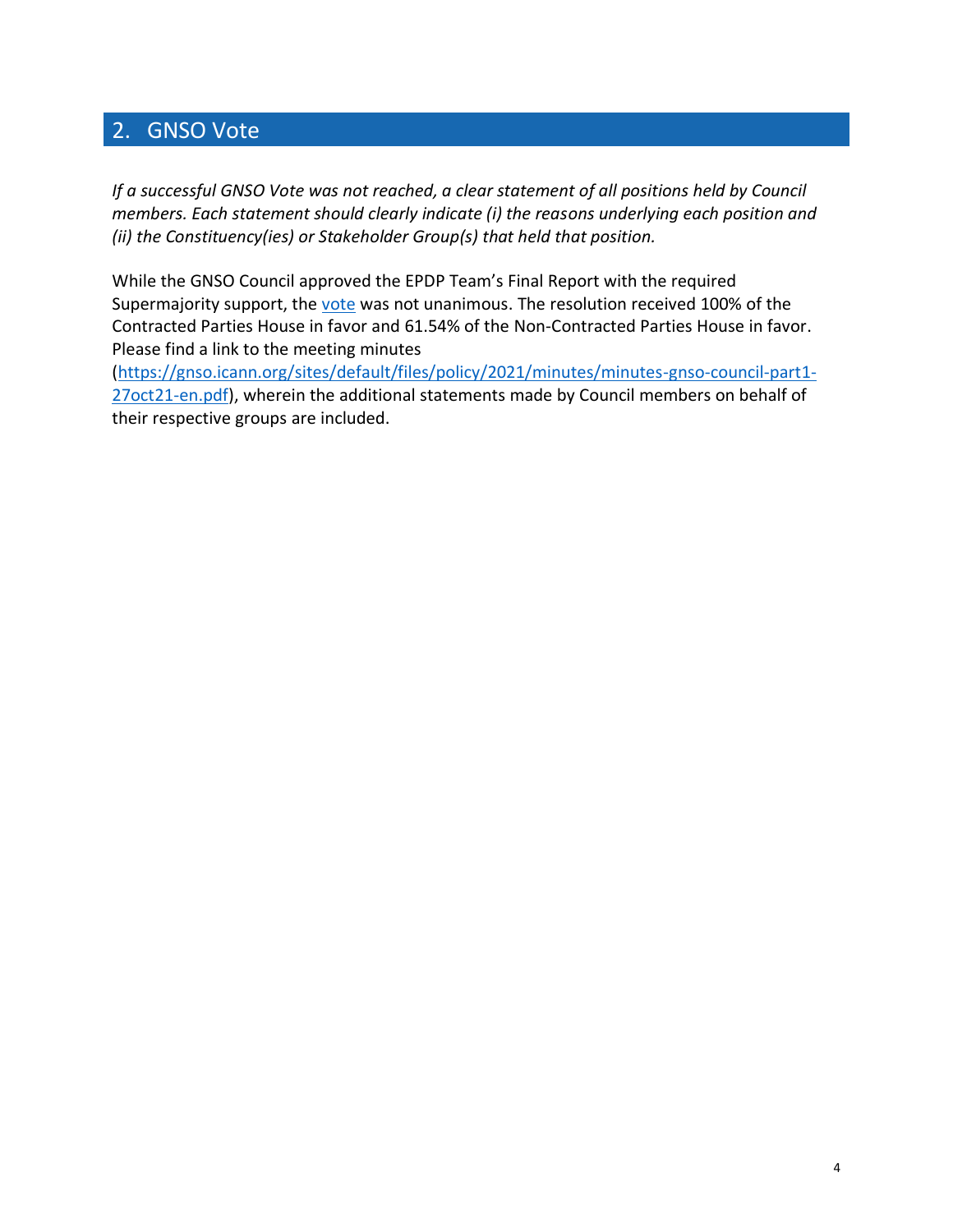## 2. GNSO Vote

*If a successful GNSO Vote was not reached, a clear statement of all positions held by Council members. Each statement should clearly indicate (i) the reasons underlying each position and (ii) the Constituency(ies) or Stakeholder Group(s) that held that position.*

While the GNSO Council approved the EPDP Team's Final Report with the required Supermajority support, the [vote](#) was not unanimous. The resolution received 100% of the Contracted Parties House in favor and 61.54% of the Non-Contracted Parties House in favor. Please find a link to the meeting minutes ([https://gnso.icann.org/sites/default/files/policy/2021/minutes/minutes-gnso-council-part1-27oct21-en.pdf](https://gnso.icann.org/sites/default/files/policy/2021/minutes/minutes-gnso-council-part1-27oct21-en.pdf)), wherein the additional statements made by Council members on behalf of their respective groups are included.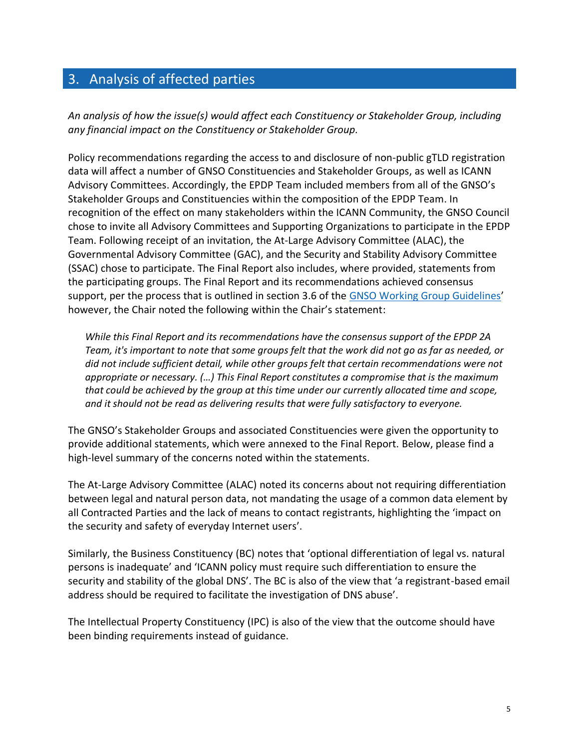## 3. Analysis of affected parties

*An analysis of how the issue(s) would affect each Constituency or Stakeholder Group, including any financial impact on the Constituency or Stakeholder Group.*

Policy recommendations regarding the access to and disclosure of non-public gTLD registration data will affect a number of GNSO Constituencies and Stakeholder Groups, as well as ICANN Advisory Committees. Accordingly, the EPDP Team included members from all of the GNSO's Stakeholder Groups and Constituencies within the composition of the EPDP Team. In recognition of the effect on many stakeholders within the ICANN Community, the GNSO Council chose to invite all Advisory Committees and Supporting Organizations to participate in the EPDP Team. Following receipt of an invitation, the At-Large Advisory Committee (ALAC), the Governmental Advisory Committee (GAC), and the Security and Stability Advisory Committee (SSAC) chose to participate. The Final Report also includes, where provided, statements from the participating groups. The Final Report and its recommendations achieved consensus support, per the process that is outlined in section 3.6 of the [GNSO Working Group Guidelines]' however, the Chair noted the following within the Chair's statement:

> *While this Final Report and its recommendations have the consensus support of the EPDP 2A Team, it's important to note that some groups felt that the work did not go as far as needed, or did not include sufficient detail, while other groups felt that certain recommendations were not appropriate or necessary. (…) This Final Report constitutes a compromise that is the maximum that could be achieved by the group at this time under our currently allocated time and scope, and it should not be read as delivering results that were fully satisfactory to everyone.*

The GNSO's Stakeholder Groups and associated Constituencies were given the opportunity to provide additional statements, which were annexed to the Final Report. Below, please find a high-level summary of the concerns noted within the statements.

The At-Large Advisory Committee (ALAC) noted its concerns about not requiring differentiation between legal and natural person data, not mandating the usage of a common data element by all Contracted Parties and the lack of means to contact registrants, highlighting the 'impact on the security and safety of everyday Internet users'.

Similarly, the Business Constituency (BC) notes that 'optional differentiation of legal vs. natural persons is inadequate' and 'ICANN policy must require such differentiation to ensure the security and stability of the global DNS'. The BC is also of the view that 'a registrant-based email address should be required to facilitate the investigation of DNS abuse'.

The Intellectual Property Constituency (IPC) is also of the view that the outcome should have been binding requirements instead of guidance.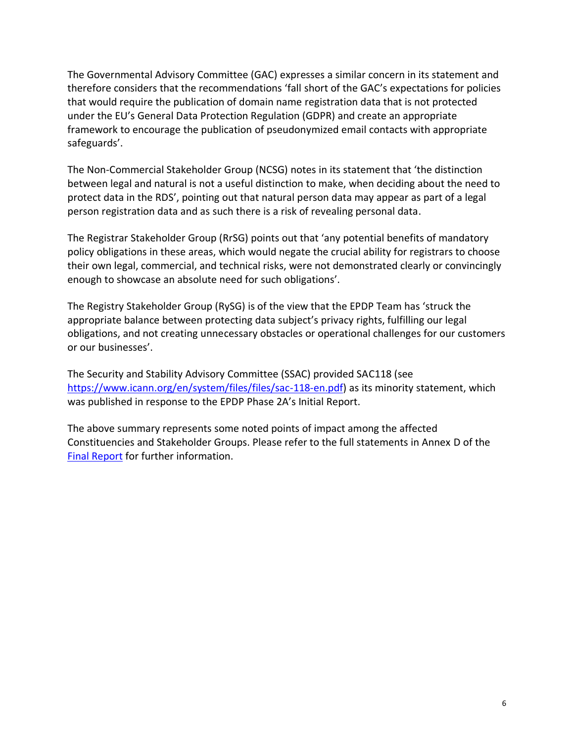The Governmental Advisory Committee (GAC) expresses a similar concern in its statement and therefore considers that the recommendations 'fall short of the GAC's expectations for policies that would require the publication of domain name registration data that is not protected under the EU's General Data Protection Regulation (GDPR) and create an appropriate framework to encourage the publication of pseudonymized email contacts with appropriate safeguards'.

The Non-Commercial Stakeholder Group (NCSG) notes in its statement that 'the distinction between legal and natural is not a useful distinction to make, when deciding about the need to protect data in the RDS', pointing out that natural person data may appear as part of a legal person registration data and as such there is a risk of revealing personal data.

The Registrar Stakeholder Group (RrSG) points out that 'any potential benefits of mandatory policy obligations in these areas, which would negate the crucial ability for registrars to choose their own legal, commercial, and technical risks, were not demonstrated clearly or convincingly enough to showcase an absolute need for such obligations'.

The Registry Stakeholder Group (RySG) is of the view that the EPDP Team has 'struck the appropriate balance between protecting data subject's privacy rights, fulfilling our legal obligations, and not creating unnecessary obstacles or operational challenges for our customers or our businesses'.

The Security and Stability Advisory Committee (SSAC) provided SAC118 (see [https://www.icann.org/en/system/files/files/sac-118-en.pdf](https://www.icann.org/en/system/files/files/sac-118-en.pdf)) as its minority statement, which was published in response to the EPDP Phase 2A's Initial Report.

The above summary represents some noted points of impact among the affected Constituencies and Stakeholder Groups. Please refer to the full statements in Annex D of the [Final Report](#) for further information.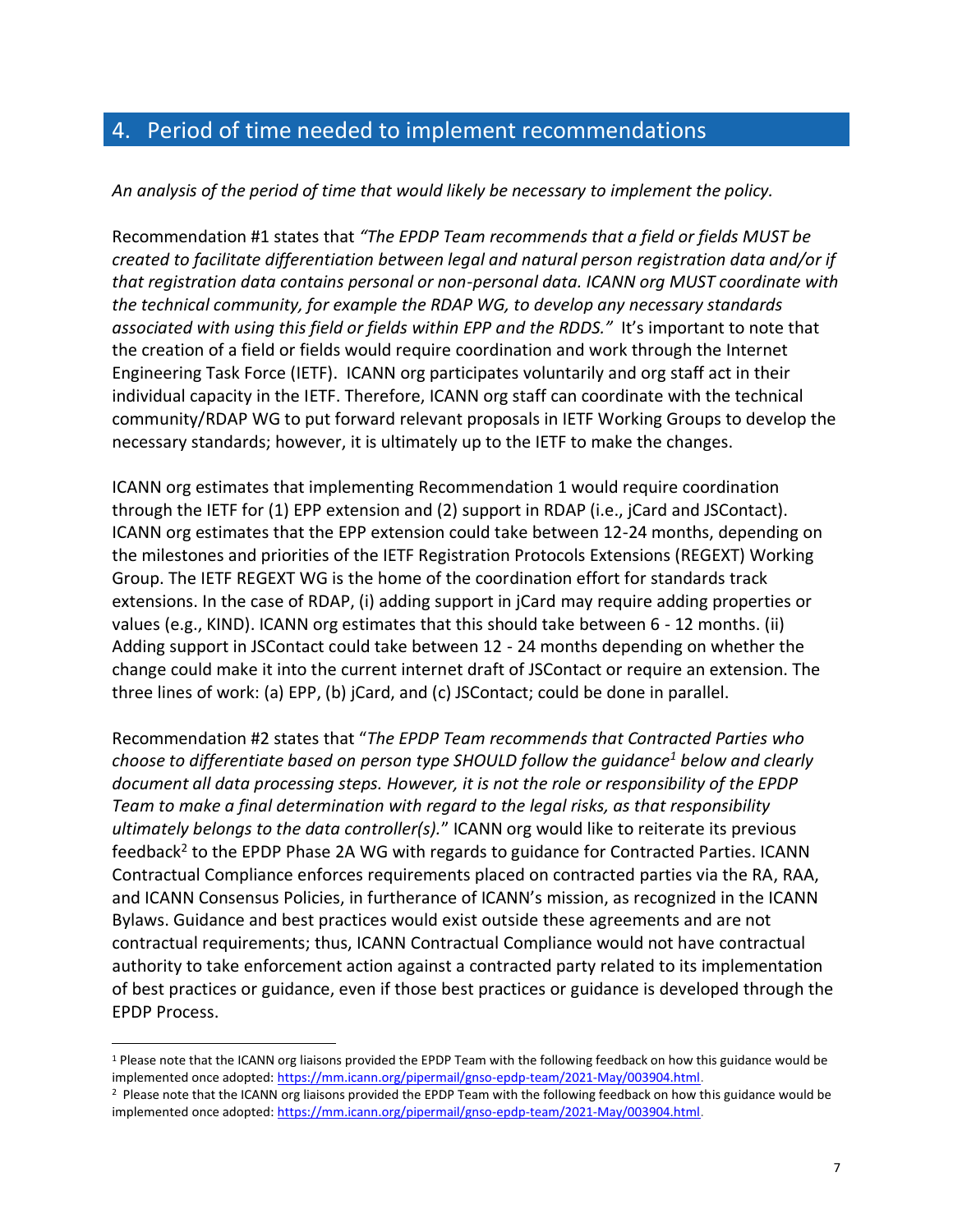## 4. Period of time needed to implement recommendations

*An analysis of the period of time that would likely be necessary to implement the policy.*

Recommendation #1 states that *"The EPDP Team recommends that a field or fields MUST be created to facilitate differentiation between legal and natural person registration data and/or if that registration data contains personal or non-personal data. ICANN org MUST coordinate with the technical community, for example the RDAP WG, to develop any necessary standards associated with using this field or fields within EPP and the RDDS."* It's important to note that the creation of a field or fields would require coordination and work through the Internet Engineering Task Force (IETF). ICANN org participates voluntarily and org staff act in their individual capacity in the IETF. Therefore, ICANN org staff can coordinate with the technical community/RDAP WG to put forward relevant proposals in IETF Working Groups to develop the necessary standards; however, it is ultimately up to the IETF to make the changes.

ICANN org estimates that implementing Recommendation 1 would require coordination through the IETF for (1) EPP extension and (2) support in RDAP (i.e., jCard and JSContact). ICANN org estimates that the EPP extension could take between 12-24 months, depending on the milestones and priorities of the IETF Registration Protocols Extensions (REGEXT) Working Group. The IETF REGEXT WG is the home of the coordination effort for standards track extensions. In the case of RDAP, (i) adding support in jCard may require adding properties or values (e.g., KIND). ICANN org estimates that this should take between 6 - 12 months. (ii) Adding support in JSContact could take between 12 - 24 months depending on whether the change could make it into the current internet draft of JSContact or require an extension. The three lines of work: (a) EPP, (b) jCard, and (c) JSContact; could be done in parallel.

Recommendation #2 states that "*The EPDP Team recommends that Contracted Parties who choose to differentiate based on person type SHOULD follow the guidance[1] below and clearly document all data processing steps. However, it is not the role or responsibility of the EPDP Team to make a final determination with regard to the legal risks, as that responsibility ultimately belongs to the data controller(s).*" ICANN org would like to reiterate its previous feedback[2] to the EPDP Phase 2A WG with regards to guidance for Contracted Parties. ICANN Contractual Compliance enforces requirements placed on contracted parties via the RA, RAA, and ICANN Consensus Policies, in furtherance of ICANN's mission, as recognized in the ICANN Bylaws. Guidance and best practices would exist outside these agreements and are not contractual requirements; thus, ICANN Contractual Compliance would not have contractual authority to take enforcement action against a contracted party related to its implementation of best practices or guidance, even if those best practices or guidance is developed through the EPDP Process.

[1] Please note that the ICANN org liaisons provided the EPDP Team with the following feedback on how this guidance would be implemented once adopted: https://mm.icann.org/pipermail/gnso-epdp-team/2021-May/003904.html.

[2] Please note that the ICANN org liaisons provided the EPDP Team with the following feedback on how this guidance would be implemented once adopted: https://mm.icann.org/pipermail/gnso-epdp-team/2021-May/003904.html.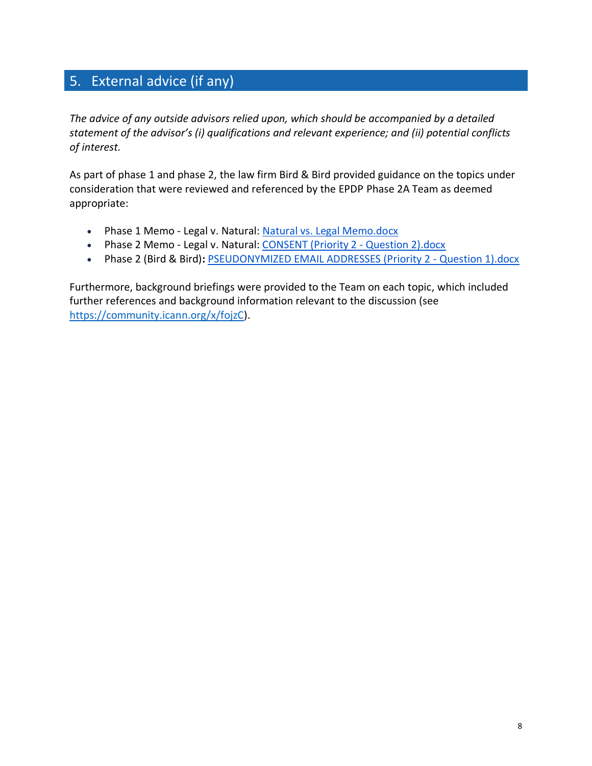## 5. External advice (if any)

*The advice of any outside advisors relied upon, which should be accompanied by a detailed statement of the advisor's (i) qualifications and relevant experience; and (ii) potential conflicts of interest.*

As part of phase 1 and phase 2, the law firm Bird & Bird provided guidance on the topics under consideration that were reviewed and referenced by the EPDP Phase 2A Team as deemed appropriate:

- Phase 1 Memo - Legal v. Natural: Natural vs. Legal Memo.docx
- Phase 2 Memo - Legal v. Natural: CONSENT (Priority 2 - Question 2).docx
- Phase 2 (Bird & Bird)**:** PSEUDONYMIZED EMAIL ADDRESSES (Priority 2 - Question 1).docx

Furthermore, background briefings were provided to the Team on each topic, which included further references and background information relevant to the discussion (see https://community.icann.org/x/fojzC).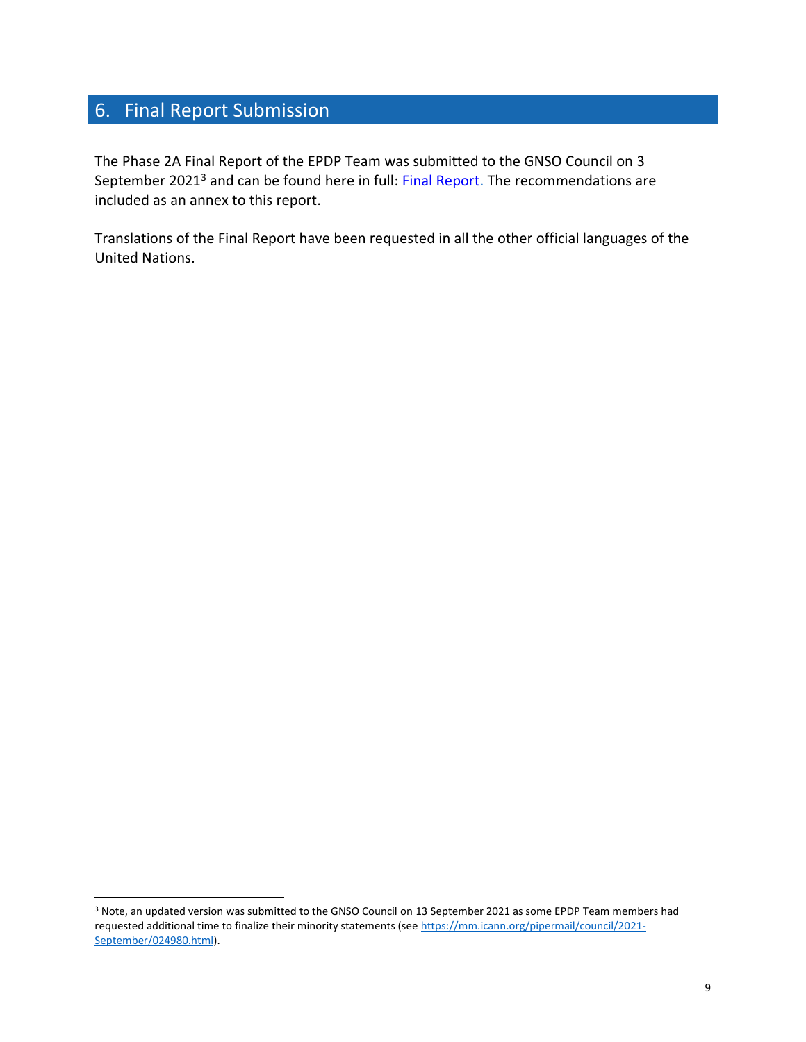## 6. Final Report Submission

The Phase 2A Final Report of the EPDP Team was submitted to the GNSO Council on 3 September 2021[3] and can be found here in full: Final Report. The recommendations are included as an annex to this report.

Translations of the Final Report have been requested in all the other official languages of the United Nations.

---

[3] Note, an updated version was submitted to the GNSO Council on 13 September 2021 as some EPDP Team members had requested additional time to finalize their minority statements (see https://mm.icann.org/pipermail/council/2021-September/024980.html).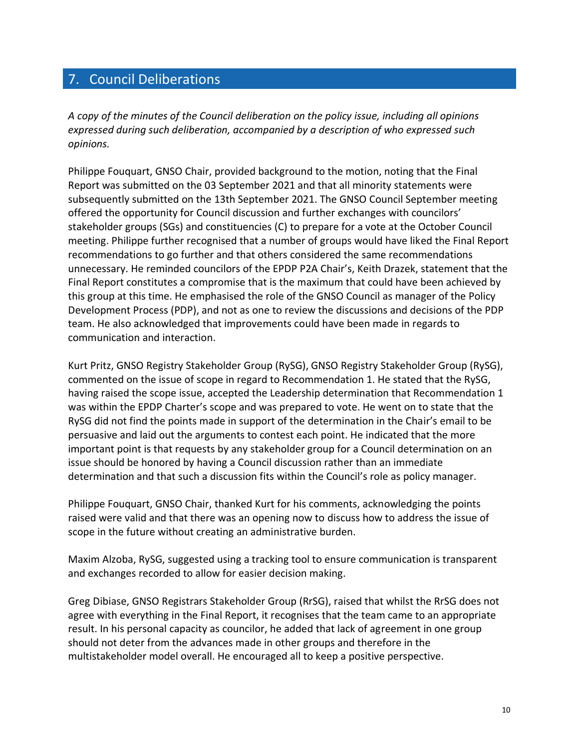## 7. Council Deliberations

*A copy of the minutes of the Council deliberation on the policy issue, including all opinions expressed during such deliberation, accompanied by a description of who expressed such opinions.*

Philippe Fouquart, GNSO Chair, provided background to the motion, noting that the Final Report was submitted on the 03 September 2021 and that all minority statements were subsequently submitted on the 13th September 2021. The GNSO Council September meeting offered the opportunity for Council discussion and further exchanges with councilors' stakeholder groups (SGs) and constituencies (C) to prepare for a vote at the October Council meeting. Philippe further recognised that a number of groups would have liked the Final Report recommendations to go further and that others considered the same recommendations unnecessary. He reminded councilors of the EPDP P2A Chair's, Keith Drazek, statement that the Final Report constitutes a compromise that is the maximum that could have been achieved by this group at this time. He emphasised the role of the GNSO Council as manager of the Policy Development Process (PDP), and not as one to review the discussions and decisions of the PDP team. He also acknowledged that improvements could have been made in regards to communication and interaction.

Kurt Pritz, GNSO Registry Stakeholder Group (RySG), GNSO Registry Stakeholder Group (RySG), commented on the issue of scope in regard to Recommendation 1. He stated that the RySG, having raised the scope issue, accepted the Leadership determination that Recommendation 1 was within the EPDP Charter's scope and was prepared to vote. He went on to state that the RySG did not find the points made in support of the determination in the Chair's email to be persuasive and laid out the arguments to contest each point. He indicated that the more important point is that requests by any stakeholder group for a Council determination on an issue should be honored by having a Council discussion rather than an immediate determination and that such a discussion fits within the Council's role as policy manager.

Philippe Fouquart, GNSO Chair, thanked Kurt for his comments, acknowledging the points raised were valid and that there was an opening now to discuss how to address the issue of scope in the future without creating an administrative burden.

Maxim Alzoba, RySG, suggested using a tracking tool to ensure communication is transparent and exchanges recorded to allow for easier decision making.

Greg Dibiase, GNSO Registrars Stakeholder Group (RrSG), raised that whilst the RrSG does not agree with everything in the Final Report, it recognises that the team came to an appropriate result. In his personal capacity as councilor, he added that lack of agreement in one group should not deter from the advances made in other groups and therefore in the multistakeholder model overall. He encouraged all to keep a positive perspective.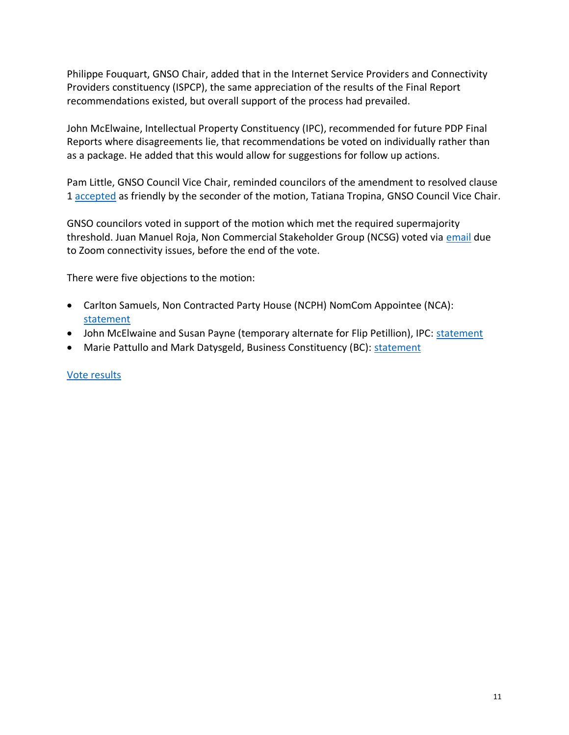Philippe Fouquart, GNSO Chair, added that in the Internet Service Providers and Connectivity Providers constituency (ISPCP), the same appreciation of the results of the Final Report recommendations existed, but overall support of the process had prevailed.

John McElwaine, Intellectual Property Constituency (IPC), recommended for future PDP Final Reports where disagreements lie, that recommendations be voted on individually rather than as a package. He added that this would allow for suggestions for follow up actions.

Pam Little, GNSO Council Vice Chair, reminded councilors of the amendment to resolved clause 1 accepted as friendly by the seconder of the motion, Tatiana Tropina, GNSO Council Vice Chair.

GNSO councilors voted in support of the motion which met the required supermajority threshold. Juan Manuel Roja, Non Commercial Stakeholder Group (NCSG) voted via email due to Zoom connectivity issues, before the end of the vote.

There were five objections to the motion:

- Carlton Samuels, Non Contracted Party House (NCPH) NomCom Appointee (NCA): statement
- John McElwaine and Susan Payne (temporary alternate for Flip Petillion), IPC: statement
- Marie Pattullo and Mark Datysgeld, Business Constituency (BC): statement

Vote results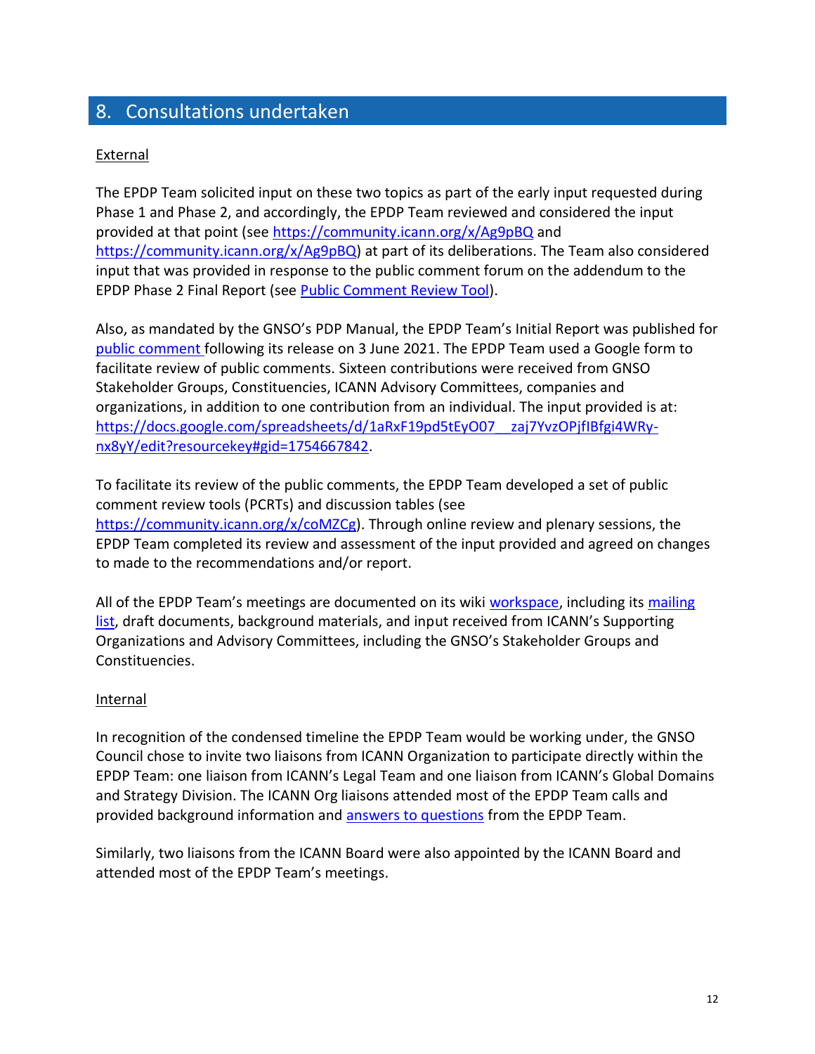## 8. Consultations undertaken

External

The EPDP Team solicited input on these two topics as part of the early input requested during Phase 1 and Phase 2, and accordingly, the EPDP Team reviewed and considered the input provided at that point (see https://community.icann.org/x/Ag9pBQ and https://community.icann.org/x/Ag9pBQ) at part of its deliberations. The Team also considered input that was provided in response to the public comment forum on the addendum to the EPDP Phase 2 Final Report (see Public Comment Review Tool).

Also, as mandated by the GNSO's PDP Manual, the EPDP Team's Initial Report was published for public comment following its release on 3 June 2021. The EPDP Team used a Google form to facilitate review of public comments. Sixteen contributions were received from GNSO Stakeholder Groups, Constituencies, ICANN Advisory Committees, companies and organizations, in addition to one contribution from an individual. The input provided is at: https://docs.google.com/spreadsheets/d/1aRxF19pd5tEyO07__zaj7YvzOPjfIBfgi4WRy-nx8yY/edit?resourcekey#gid=1754667842.

To facilitate its review of the public comments, the EPDP Team developed a set of public comment review tools (PCRTs) and discussion tables (see https://community.icann.org/x/coMZCg). Through online review and plenary sessions, the EPDP Team completed its review and assessment of the input provided and agreed on changes to made to the recommendations and/or report.

All of the EPDP Team's meetings are documented on its wiki workspace, including its mailing list, draft documents, background materials, and input received from ICANN's Supporting Organizations and Advisory Committees, including the GNSO's Stakeholder Groups and Constituencies.

Internal

In recognition of the condensed timeline the EPDP Team would be working under, the GNSO Council chose to invite two liaisons from ICANN Organization to participate directly within the EPDP Team: one liaison from ICANN's Legal Team and one liaison from ICANN's Global Domains and Strategy Division. The ICANN Org liaisons attended most of the EPDP Team calls and provided background information and answers to questions from the EPDP Team.

Similarly, two liaisons from the ICANN Board were also appointed by the ICANN Board and attended most of the EPDP Team's meetings.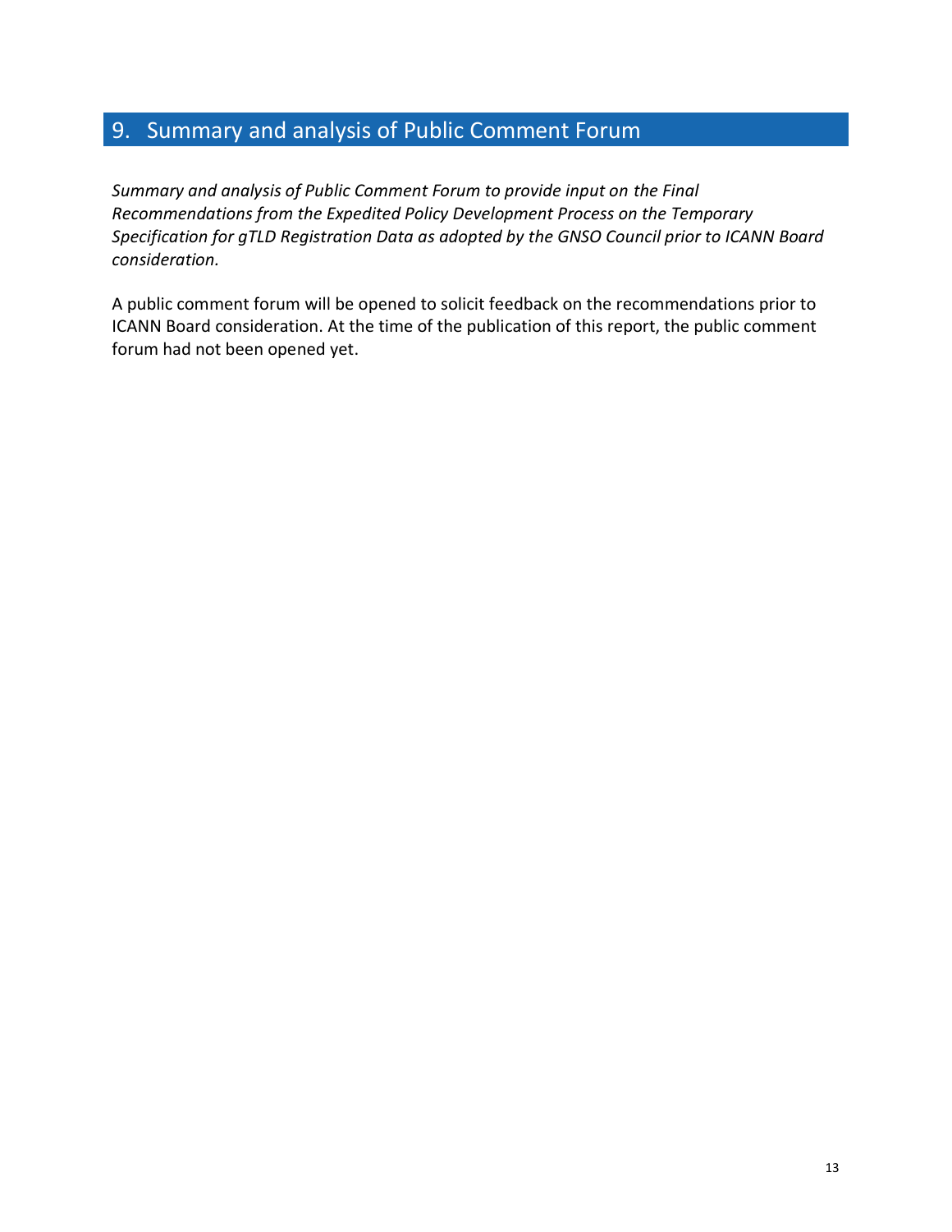## 9. Summary and analysis of Public Comment Forum

*Summary and analysis of Public Comment Forum to provide input on the Final Recommendations from the Expedited Policy Development Process on the Temporary Specification for gTLD Registration Data as adopted by the GNSO Council prior to ICANN Board consideration.*

A public comment forum will be opened to solicit feedback on the recommendations prior to ICANN Board consideration. At the time of the publication of this report, the public comment forum had not been opened yet.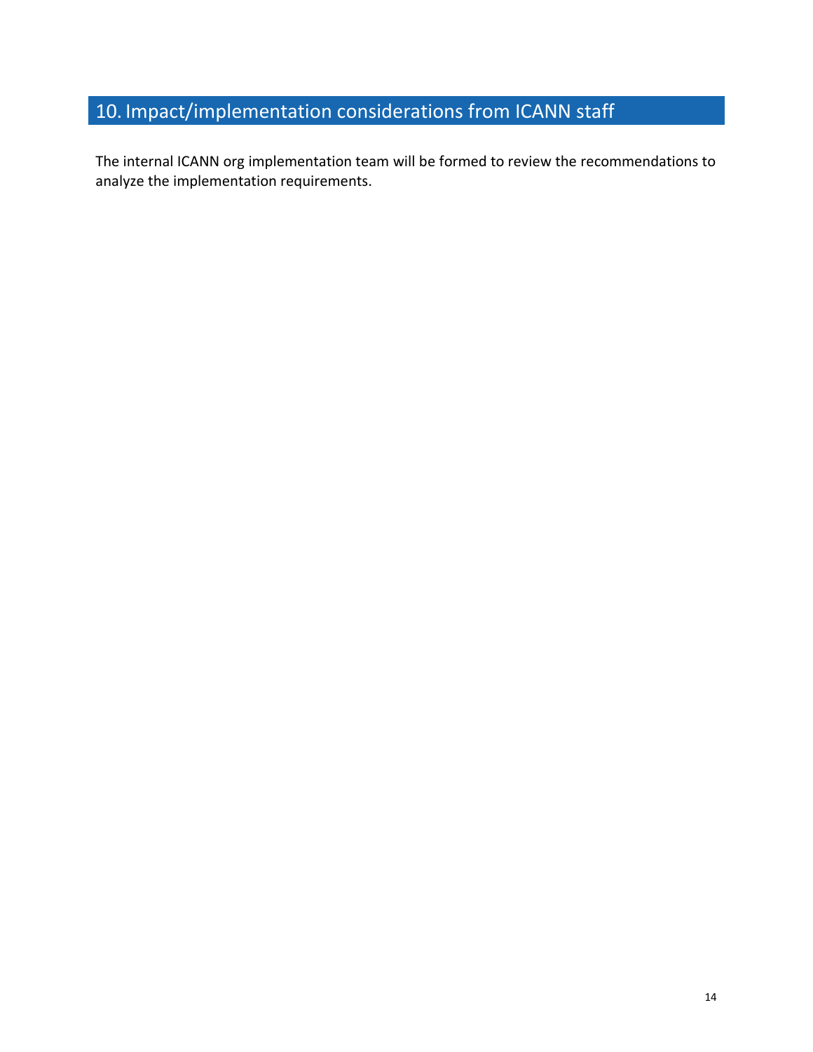## 10. Impact/implementation considerations from ICANN staff

The internal ICANN org implementation team will be formed to review the recommendations to analyze the implementation requirements.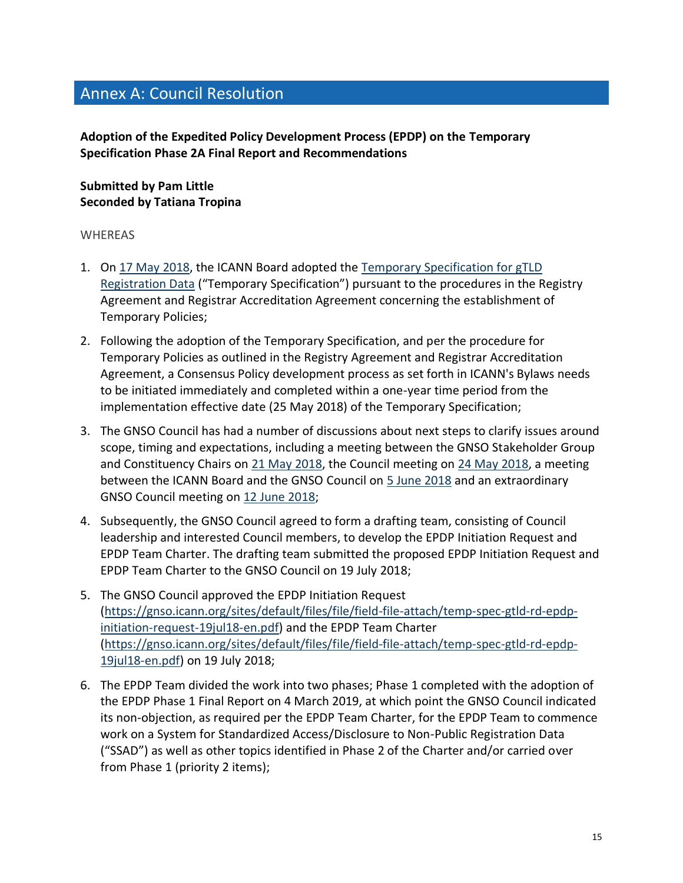# Annex A: Council Resolution

**Adoption of the Expedited Policy Development Process (EPDP) on the Temporary Specification Phase 2A Final Report and Recommendations**

**Submitted by Pam Little**
**Seconded by Tatiana Tropina**

WHEREAS

1. On 17 May 2018, the ICANN Board adopted the Temporary Specification for gTLD Registration Data ("Temporary Specification") pursuant to the procedures in the Registry Agreement and Registrar Accreditation Agreement concerning the establishment of Temporary Policies;

2. Following the adoption of the Temporary Specification, and per the procedure for Temporary Policies as outlined in the Registry Agreement and Registrar Accreditation Agreement, a Consensus Policy development process as set forth in ICANN's Bylaws needs to be initiated immediately and completed within a one-year time period from the implementation effective date (25 May 2018) of the Temporary Specification;

3. The GNSO Council has had a number of discussions about next steps to clarify issues around scope, timing and expectations, including a meeting between the GNSO Stakeholder Group and Constituency Chairs on 21 May 2018, the Council meeting on 24 May 2018, a meeting between the ICANN Board and the GNSO Council on 5 June 2018 and an extraordinary GNSO Council meeting on 12 June 2018;

4. Subsequently, the GNSO Council agreed to form a drafting team, consisting of Council leadership and interested Council members, to develop the EPDP Initiation Request and EPDP Team Charter. The drafting team submitted the proposed EPDP Initiation Request and EPDP Team Charter to the GNSO Council on 19 July 2018;

5. The GNSO Council approved the EPDP Initiation Request (https://gnso.icann.org/sites/default/files/file/field-file-attach/temp-spec-gtld-rd-epdp-initiation-request-19jul18-en.pdf) and the EPDP Team Charter (https://gnso.icann.org/sites/default/files/file/field-file-attach/temp-spec-gtld-rd-epdp-19jul18-en.pdf) on 19 July 2018;

6. The EPDP Team divided the work into two phases; Phase 1 completed with the adoption of the EPDP Phase 1 Final Report on 4 March 2019, at which point the GNSO Council indicated its non-objection, as required per the EPDP Team Charter, for the EPDP Team to commence work on a System for Standardized Access/Disclosure to Non-Public Registration Data ("SSAD") as well as other topics identified in Phase 2 of the Charter and/or carried over from Phase 1 (priority 2 items);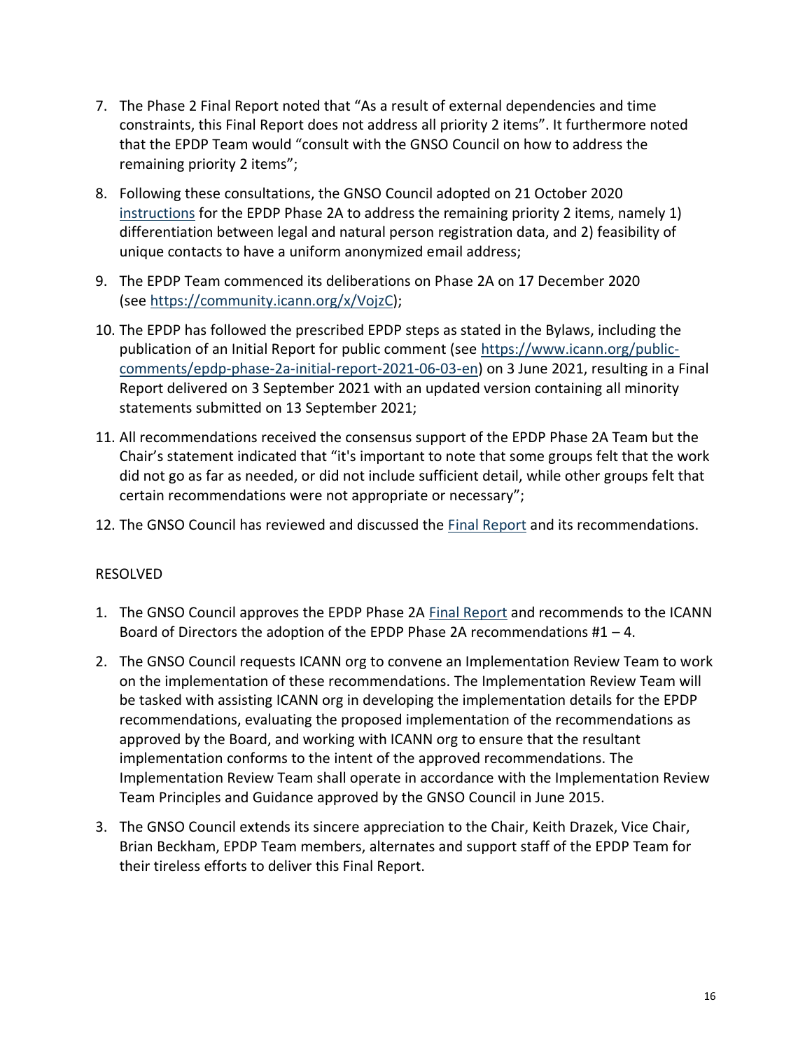7. The Phase 2 Final Report noted that "As a result of external dependencies and time constraints, this Final Report does not address all priority 2 items". It furthermore noted that the EPDP Team would "consult with the GNSO Council on how to address the remaining priority 2 items";

8. Following these consultations, the GNSO Council adopted on 21 October 2020 instructions for the EPDP Phase 2A to address the remaining priority 2 items, namely 1) differentiation between legal and natural person registration data, and 2) feasibility of unique contacts to have a uniform anonymized email address;

9. The EPDP Team commenced its deliberations on Phase 2A on 17 December 2020 (see https://community.icann.org/x/VojzC);

10. The EPDP has followed the prescribed EPDP steps as stated in the Bylaws, including the publication of an Initial Report for public comment (see https://www.icann.org/public-comments/epdp-phase-2a-initial-report-2021-06-03-en) on 3 June 2021, resulting in a Final Report delivered on 3 September 2021 with an updated version containing all minority statements submitted on 13 September 2021;

11. All recommendations received the consensus support of the EPDP Phase 2A Team but the Chair's statement indicated that "it's important to note that some groups felt that the work did not go as far as needed, or did not include sufficient detail, while other groups felt that certain recommendations were not appropriate or necessary";

12. The GNSO Council has reviewed and discussed the Final Report and its recommendations.

RESOLVED

1. The GNSO Council approves the EPDP Phase 2A Final Report and recommends to the ICANN Board of Directors the adoption of the EPDP Phase 2A recommendations #1 – 4.

2. The GNSO Council requests ICANN org to convene an Implementation Review Team to work on the implementation of these recommendations. The Implementation Review Team will be tasked with assisting ICANN org in developing the implementation details for the EPDP recommendations, evaluating the proposed implementation of the recommendations as approved by the Board, and working with ICANN org to ensure that the resultant implementation conforms to the intent of the approved recommendations. The Implementation Review Team shall operate in accordance with the Implementation Review Team Principles and Guidance approved by the GNSO Council in June 2015.

3. The GNSO Council extends its sincere appreciation to the Chair, Keith Drazek, Vice Chair, Brian Beckham, EPDP Team members, alternates and support staff of the EPDP Team for their tireless efforts to deliver this Final Report.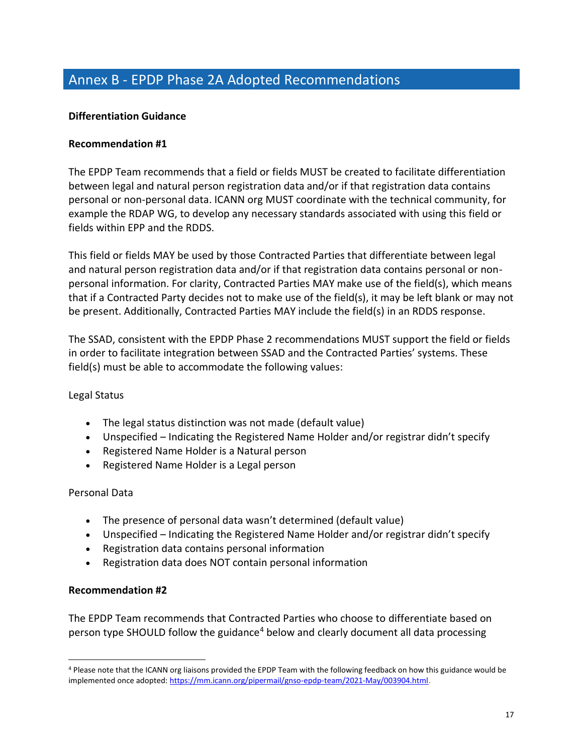# Annex B - EPDP Phase 2A Adopted Recommendations

**Differentiation Guidance**

**Recommendation #1**

The EPDP Team recommends that a field or fields MUST be created to facilitate differentiation between legal and natural person registration data and/or if that registration data contains personal or non-personal data. ICANN org MUST coordinate with the technical community, for example the RDAP WG, to develop any necessary standards associated with using this field or fields within EPP and the RDDS.

This field or fields MAY be used by those Contracted Parties that differentiate between legal and natural person registration data and/or if that registration data contains personal or non-personal information. For clarity, Contracted Parties MAY make use of the field(s), which means that if a Contracted Party decides not to make use of the field(s), it may be left blank or may not be present. Additionally, Contracted Parties MAY include the field(s) in an RDDS response.

The SSAD, consistent with the EPDP Phase 2 recommendations MUST support the field or fields in order to facilitate integration between SSAD and the Contracted Parties' systems. These field(s) must be able to accommodate the following values:

Legal Status

- The legal status distinction was not made (default value)
- Unspecified – Indicating the Registered Name Holder and/or registrar didn't specify
- Registered Name Holder is a Natural person
- Registered Name Holder is a Legal person

Personal Data

- The presence of personal data wasn't determined (default value)
- Unspecified – Indicating the Registered Name Holder and/or registrar didn't specify
- Registration data contains personal information
- Registration data does NOT contain personal information

**Recommendation #2**

The EPDP Team recommends that Contracted Parties who choose to differentiate based on person type SHOULD follow the guidance[4] below and clearly document all data processing

[4] Please note that the ICANN org liaisons provided the EPDP Team with the following feedback on how this guidance would be implemented once adopted: https://mm.icann.org/pipermail/gnso-epdp-team/2021-May/003904.html.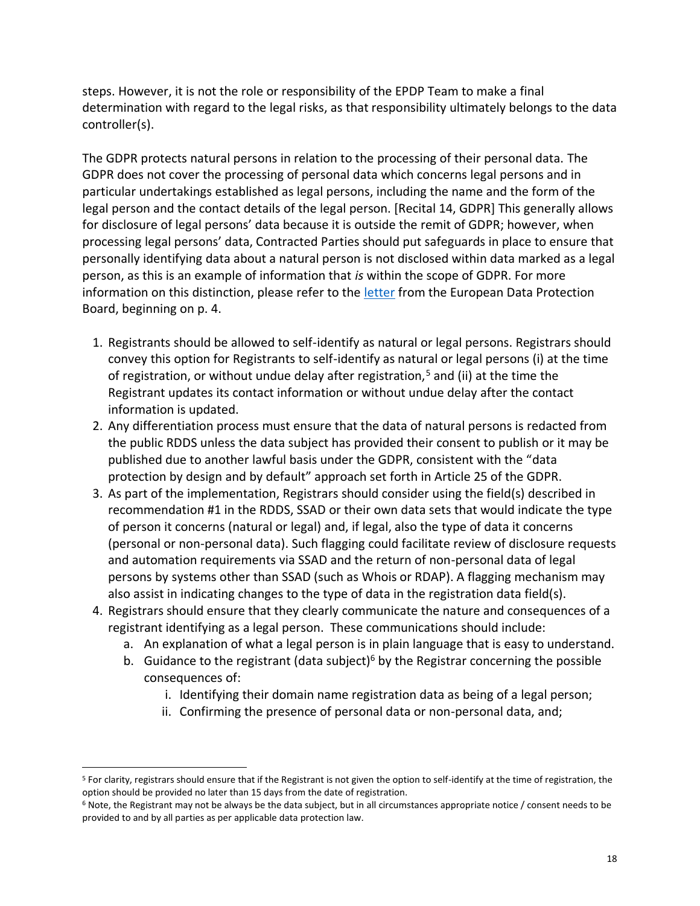steps. However, it is not the role or responsibility of the EPDP Team to make a final determination with regard to the legal risks, as that responsibility ultimately belongs to the data controller(s).

The GDPR protects natural persons in relation to the processing of their personal data. The GDPR does not cover the processing of personal data which concerns legal persons and in particular undertakings established as legal persons, including the name and the form of the legal person and the contact details of the legal person. [Recital 14, GDPR] This generally allows for disclosure of legal persons' data because it is outside the remit of GDPR; however, when processing legal persons' data, Contracted Parties should put safeguards in place to ensure that personally identifying data about a natural person is not disclosed within data marked as a legal person, as this is an example of information that *is* within the scope of GDPR. For more information on this distinction, please refer to the letter from the European Data Protection Board, beginning on p. 4.

1. Registrants should be allowed to self-identify as natural or legal persons. Registrars should convey this option for Registrants to self-identify as natural or legal persons (i) at the time of registration, or without undue delay after registration,[5] and (ii) at the time the Registrant updates its contact information or without undue delay after the contact information is updated.
2. Any differentiation process must ensure that the data of natural persons is redacted from the public RDDS unless the data subject has provided their consent to publish or it may be published due to another lawful basis under the GDPR, consistent with the "data protection by design and by default" approach set forth in Article 25 of the GDPR.
3. As part of the implementation, Registrars should consider using the field(s) described in recommendation #1 in the RDDS, SSAD or their own data sets that would indicate the type of person it concerns (natural or legal) and, if legal, also the type of data it concerns (personal or non-personal data). Such flagging could facilitate review of disclosure requests and automation requirements via SSAD and the return of non-personal data of legal persons by systems other than SSAD (such as Whois or RDAP). A flagging mechanism may also assist in indicating changes to the type of data in the registration data field(s).
4. Registrars should ensure that they clearly communicate the nature and consequences of a registrant identifying as a legal person. These communications should include:
    a. An explanation of what a legal person is in plain language that is easy to understand.
    b. Guidance to the registrant (data subject)[6] by the Registrar concerning the possible consequences of:
        i. Identifying their domain name registration data as being of a legal person;
        ii. Confirming the presence of personal data or non-personal data, and;

---

[5] For clarity, registrars should ensure that if the Registrant is not given the option to self-identify at the time of registration, the option should be provided no later than 15 days from the date of registration.

[6] Note, the Registrant may not be always be the data subject, but in all circumstances appropriate notice / consent needs to be provided to and by all parties as per applicable data protection law.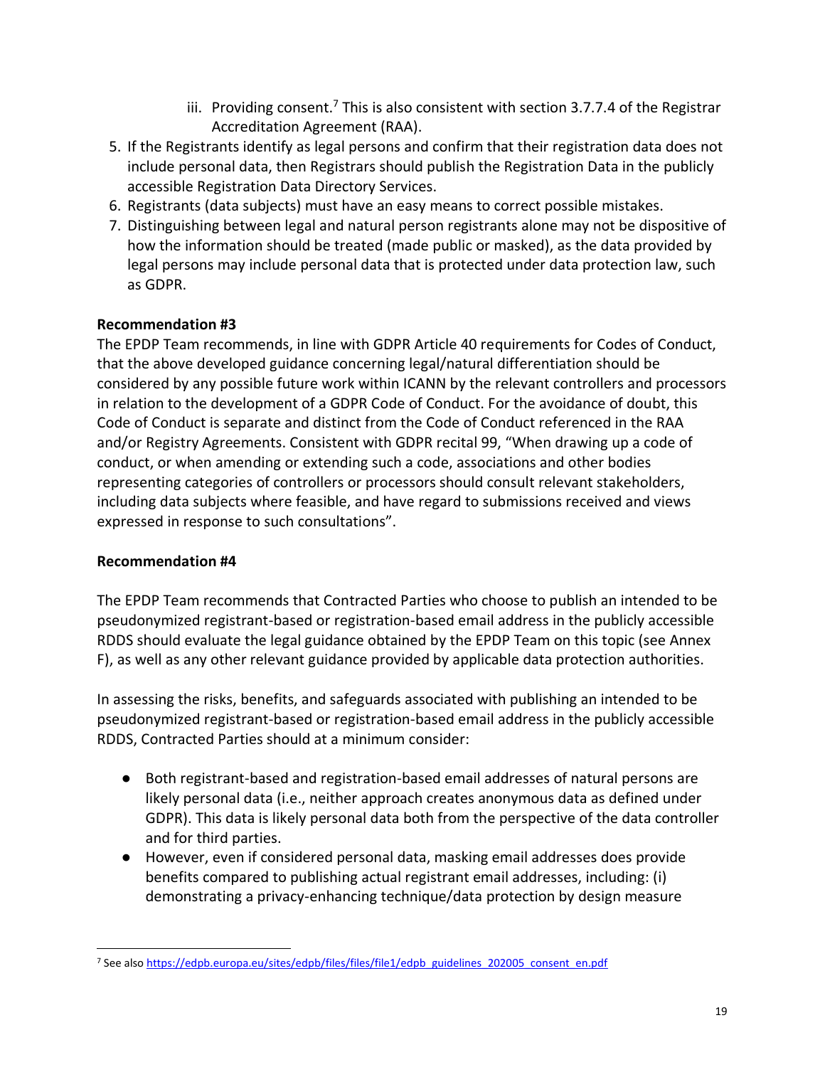iii. Providing consent.[7] This is also consistent with section 3.7.7.4 of the Registrar Accreditation Agreement (RAA).

5. If the Registrants identify as legal persons and confirm that their registration data does not include personal data, then Registrars should publish the Registration Data in the publicly accessible Registration Data Directory Services.
6. Registrants (data subjects) must have an easy means to correct possible mistakes.
7. Distinguishing between legal and natural person registrants alone may not be dispositive of how the information should be treated (made public or masked), as the data provided by legal persons may include personal data that is protected under data protection law, such as GDPR.

**Recommendation #3**

The EPDP Team recommends, in line with GDPR Article 40 requirements for Codes of Conduct, that the above developed guidance concerning legal/natural differentiation should be considered by any possible future work within ICANN by the relevant controllers and processors in relation to the development of a GDPR Code of Conduct. For the avoidance of doubt, this Code of Conduct is separate and distinct from the Code of Conduct referenced in the RAA and/or Registry Agreements. Consistent with GDPR recital 99, "When drawing up a code of conduct, or when amending or extending such a code, associations and other bodies representing categories of controllers or processors should consult relevant stakeholders, including data subjects where feasible, and have regard to submissions received and views expressed in response to such consultations".

**Recommendation #4**

The EPDP Team recommends that Contracted Parties who choose to publish an intended to be pseudonymized registrant-based or registration-based email address in the publicly accessible RDDS should evaluate the legal guidance obtained by the EPDP Team on this topic (see Annex F), as well as any other relevant guidance provided by applicable data protection authorities.

In assessing the risks, benefits, and safeguards associated with publishing an intended to be pseudonymized registrant-based or registration-based email address in the publicly accessible RDDS, Contracted Parties should at a minimum consider:

- Both registrant-based and registration-based email addresses of natural persons are likely personal data (i.e., neither approach creates anonymous data as defined under GDPR). This data is likely personal data both from the perspective of the data controller and for third parties.
- However, even if considered personal data, masking email addresses does provide benefits compared to publishing actual registrant email addresses, including: (i) demonstrating a privacy-enhancing technique/data protection by design measure

[7] See also https://edpb.europa.eu/sites/edpb/files/files/file1/edpb_guidelines_202005_consent_en.pdf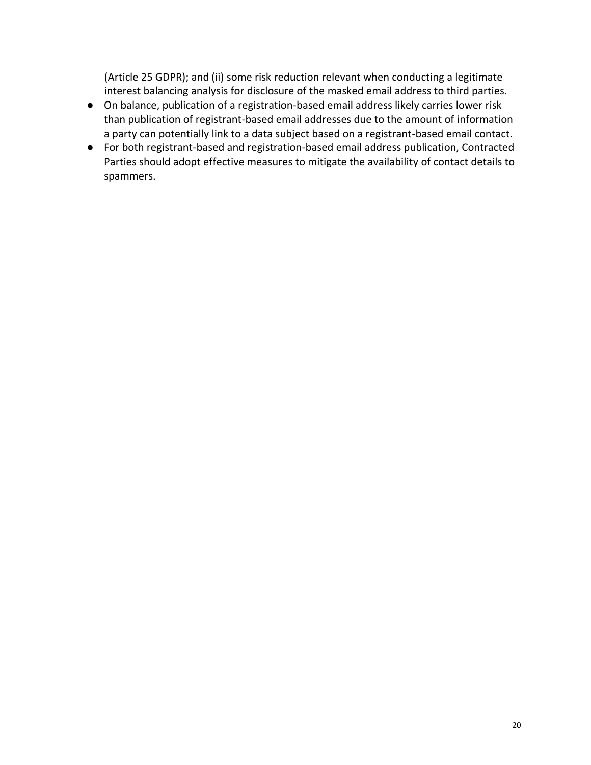(Article 25 GDPR); and (ii) some risk reduction relevant when conducting a legitimate interest balancing analysis for disclosure of the masked email address to third parties.

- On balance, publication of a registration-based email address likely carries lower risk than publication of registrant-based email addresses due to the amount of information a party can potentially link to a data subject based on a registrant-based email contact.
- For both registrant-based and registration-based email address publication, Contracted Parties should adopt effective measures to mitigate the availability of contact details to spammers.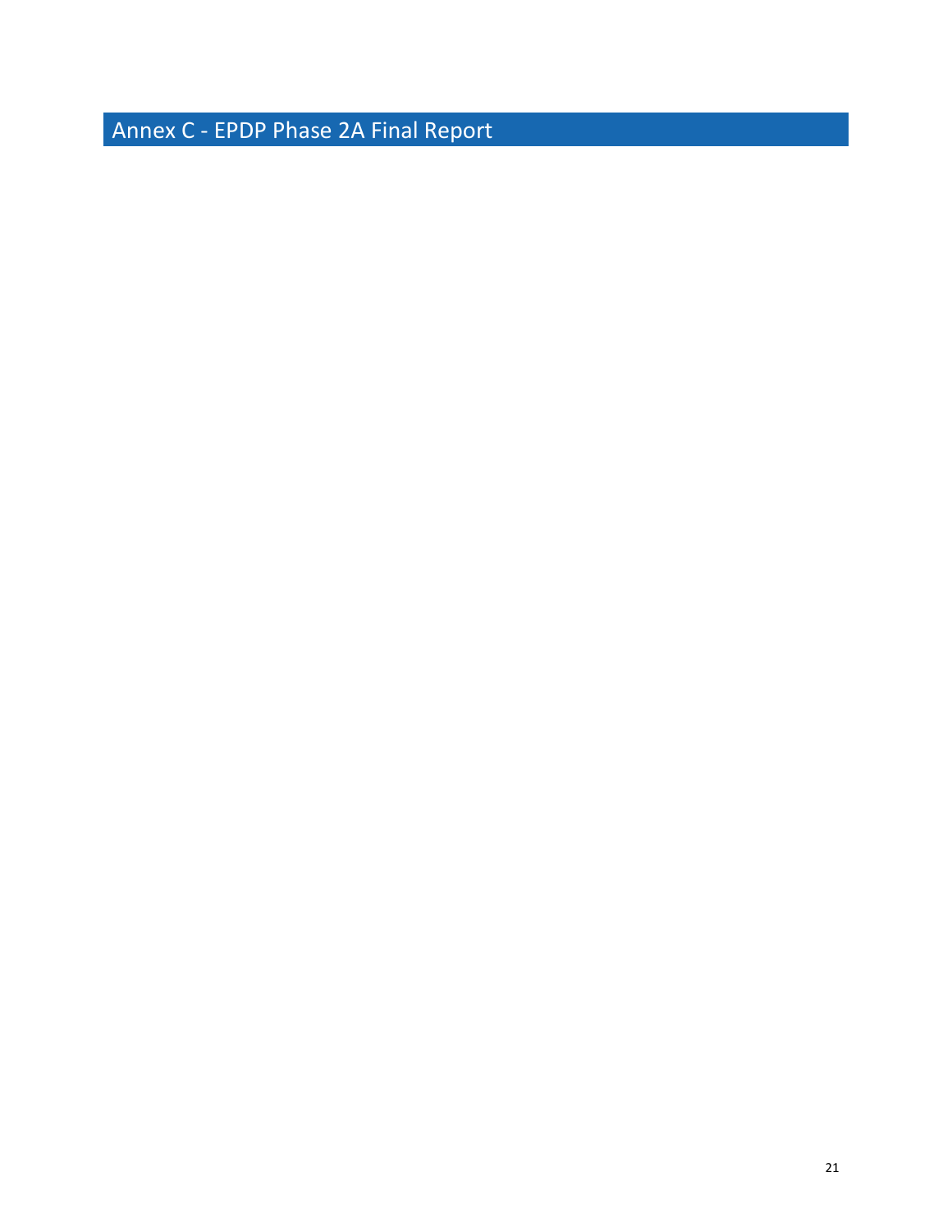# Annex C - EPDP Phase 2A Final Report